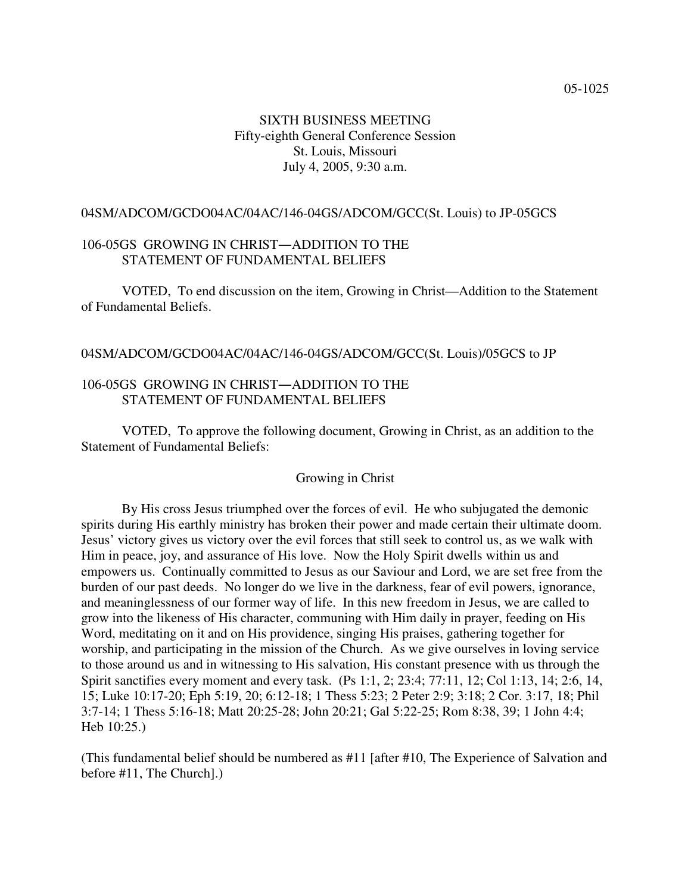05-1025

SIXTH BUSINESS MEETING
Fifty-eighth General Conference Session
St. Louis, Missouri
July 4, 2005, 9:30 a.m.

04SM/ADCOM/GCDO04AC/04AC/146-04GS/ADCOM/GCC(St. Louis) to JP-05GCS

106-05GS GROWING IN CHRIST—ADDITION TO THE STATEMENT OF FUNDAMENTAL BELIEFS

VOTED, To end discussion on the item, Growing in Christ—Addition to the Statement of Fundamental Beliefs.

04SM/ADCOM/GCDO04AC/04AC/146-04GS/ADCOM/GCC(St. Louis)/05GCS to JP

106-05GS GROWING IN CHRIST—ADDITION TO THE STATEMENT OF FUNDAMENTAL BELIEFS

VOTED, To approve the following document, Growing in Christ, as an addition to the Statement of Fundamental Beliefs:

Growing in Christ

By His cross Jesus triumphed over the forces of evil. He who subjugated the demonic spirits during His earthly ministry has broken their power and made certain their ultimate doom. Jesus' victory gives us victory over the evil forces that still seek to control us, as we walk with Him in peace, joy, and assurance of His love. Now the Holy Spirit dwells within us and empowers us. Continually committed to Jesus as our Saviour and Lord, we are set free from the burden of our past deeds. No longer do we live in the darkness, fear of evil powers, ignorance, and meaninglessness of our former way of life. In this new freedom in Jesus, we are called to grow into the likeness of His character, communing with Him daily in prayer, feeding on His Word, meditating on it and on His providence, singing His praises, gathering together for worship, and participating in the mission of the Church. As we give ourselves in loving service to those around us and in witnessing to His salvation, His constant presence with us through the Spirit sanctifies every moment and every task. (Ps 1:1, 2; 23:4; 77:11, 12; Col 1:13, 14; 2:6, 14, 15; Luke 10:17-20; Eph 5:19, 20; 6:12-18; 1 Thess 5:23; 2 Peter 2:9; 3:18; 2 Cor. 3:17, 18; Phil 3:7-14; 1 Thess 5:16-18; Matt 20:25-28; John 20:21; Gal 5:22-25; Rom 8:38, 39; 1 John 4:4; Heb 10:25.)

(This fundamental belief should be numbered as #11 [after #10, The Experience of Salvation and before #11, The Church].)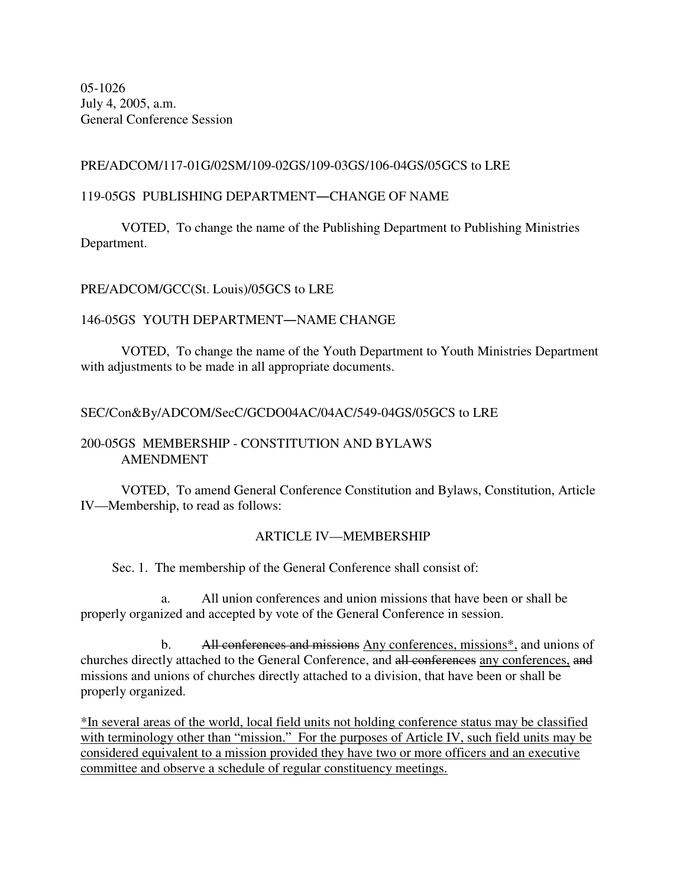05-1026
July 4, 2005, a.m.
General Conference Session

PRE/ADCOM/117-01G/02SM/109-02GS/109-03GS/106-04GS/05GCS to LRE

119-05GS PUBLISHING DEPARTMENT—CHANGE OF NAME

VOTED, To change the name of the Publishing Department to Publishing Ministries Department.

PRE/ADCOM/GCC(St. Louis)/05GCS to LRE

146-05GS YOUTH DEPARTMENT—NAME CHANGE

VOTED, To change the name of the Youth Department to Youth Ministries Department with adjustments to be made in all appropriate documents.

SEC/Con&By/ADCOM/SecC/GCDO04AC/04AC/549-04GS/05GCS to LRE

200-05GS MEMBERSHIP - CONSTITUTION AND BYLAWS AMENDMENT

VOTED, To amend General Conference Constitution and Bylaws, Constitution, Article IV—Membership, to read as follows:

ARTICLE IV—MEMBERSHIP

Sec. 1. The membership of the General Conference shall consist of:

a. All union conferences and union missions that have been or shall be properly organized and accepted by vote of the General Conference in session.

b. ~~All conferences and missions~~ <u>Any conferences, missions*,</u> and unions of churches directly attached to the General Conference, and ~~all conferences~~ <u>any conferences,</u> ~~and~~ missions and unions of churches directly attached to a division, that have been or shall be properly organized.

<u>*In several areas of the world, local field units not holding conference status may be classified with terminology other than "mission." For the purposes of Article IV, such field units may be considered equivalent to a mission provided they have two or more officers and an executive committee and observe a schedule of regular constituency meetings.</u>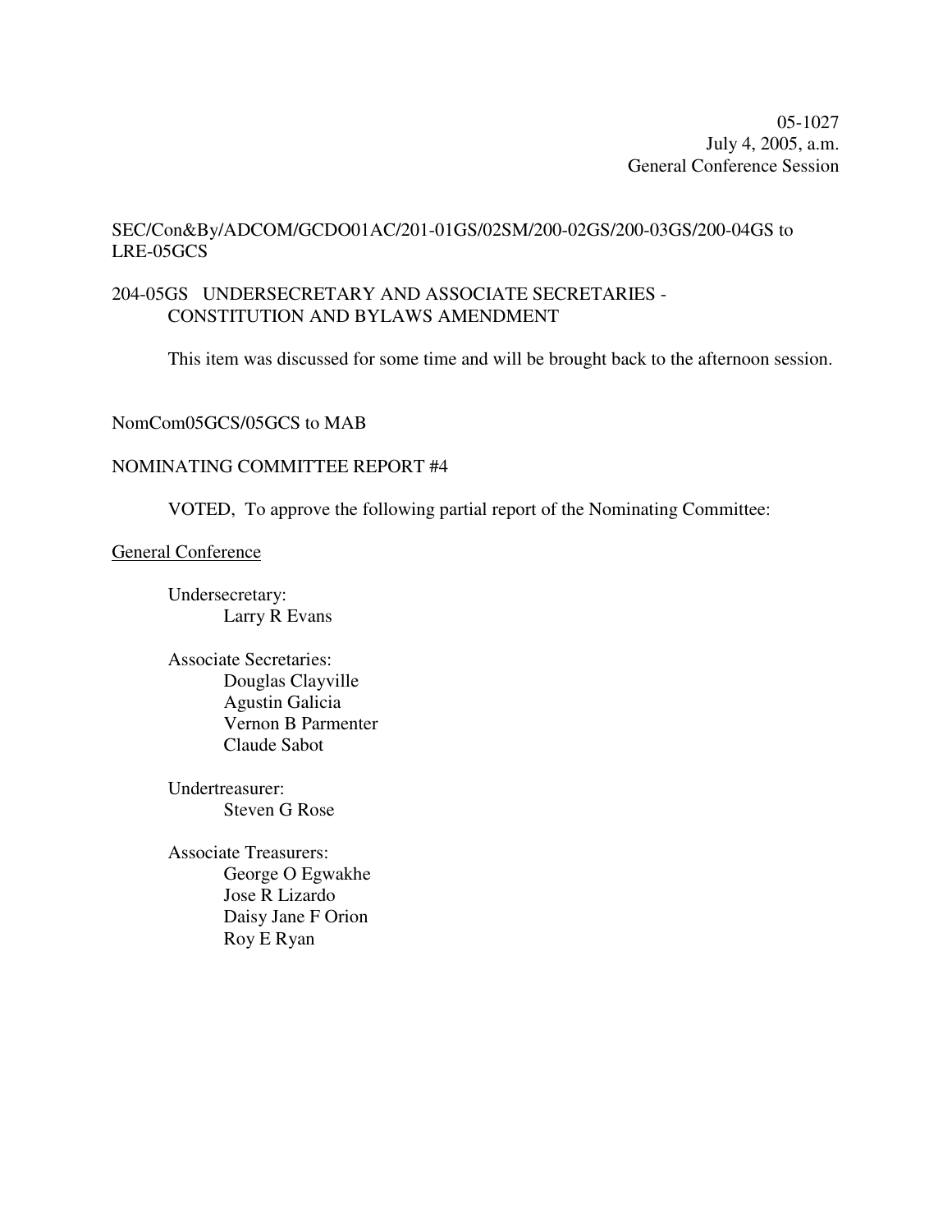05-1027
July 4, 2005, a.m.
General Conference Session

SEC/Con&By/ADCOM/GCDO01AC/201-01GS/02SM/200-02GS/200-03GS/200-04GS to LRE-05GCS

204-05GS UNDERSECRETARY AND ASSOCIATE SECRETARIES - CONSTITUTION AND BYLAWS AMENDMENT

This item was discussed for some time and will be brought back to the afternoon session.

NomCom05GCS/05GCS to MAB

NOMINATING COMMITTEE REPORT #4

VOTED, To approve the following partial report of the Nominating Committee:

General Conference

Undersecretary:
Larry R Evans

Associate Secretaries:
Douglas Clayville
Agustin Galicia
Vernon B Parmenter
Claude Sabot

Undertreasurer:
Steven G Rose

Associate Treasurers:
George O Egwakhe
Jose R Lizardo
Daisy Jane F Orion
Roy E Ryan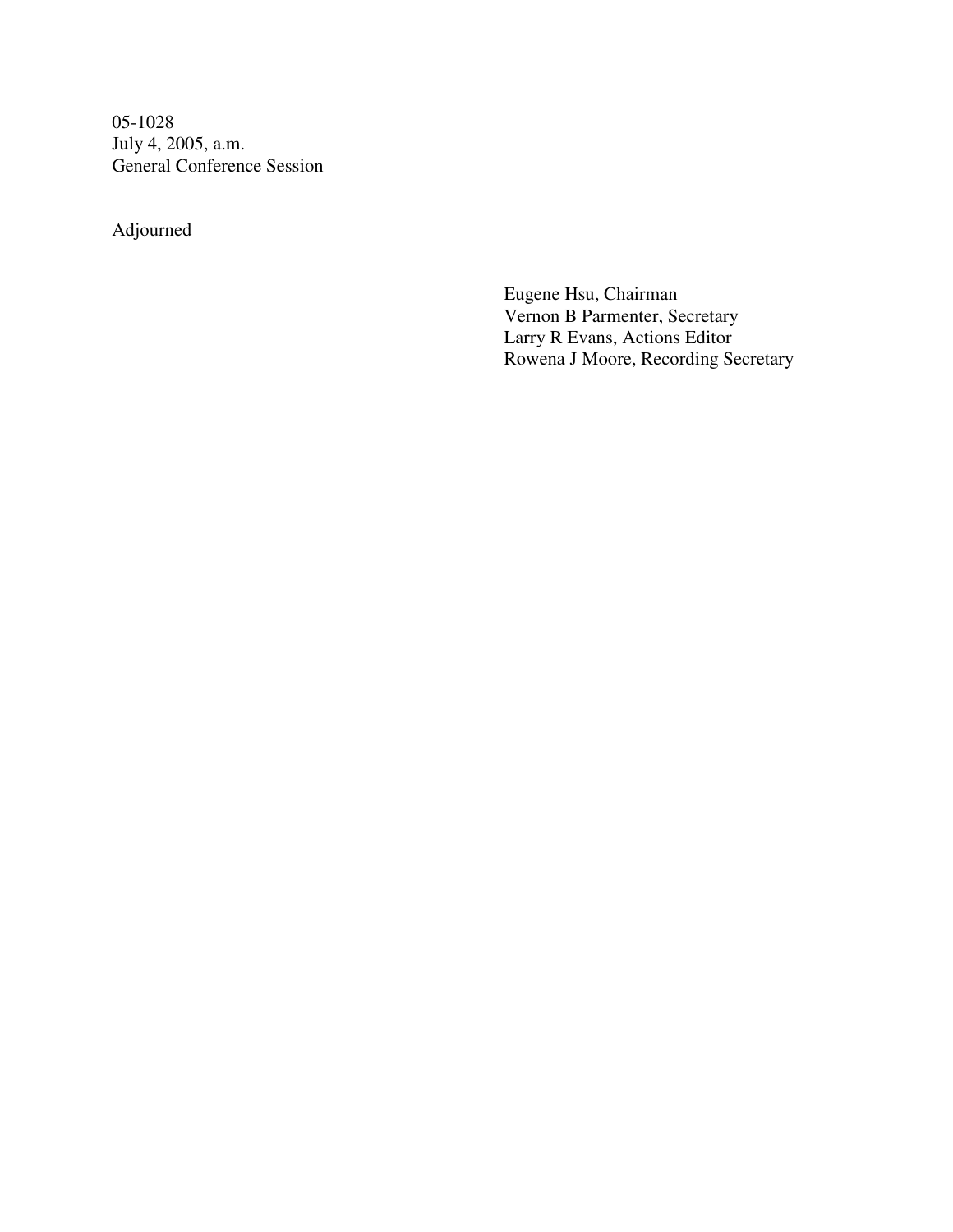05-1028
July 4, 2005, a.m.
General Conference Session

Adjourned

Eugene Hsu, Chairman
Vernon B Parmenter, Secretary
Larry R Evans, Actions Editor
Rowena J Moore, Recording Secretary